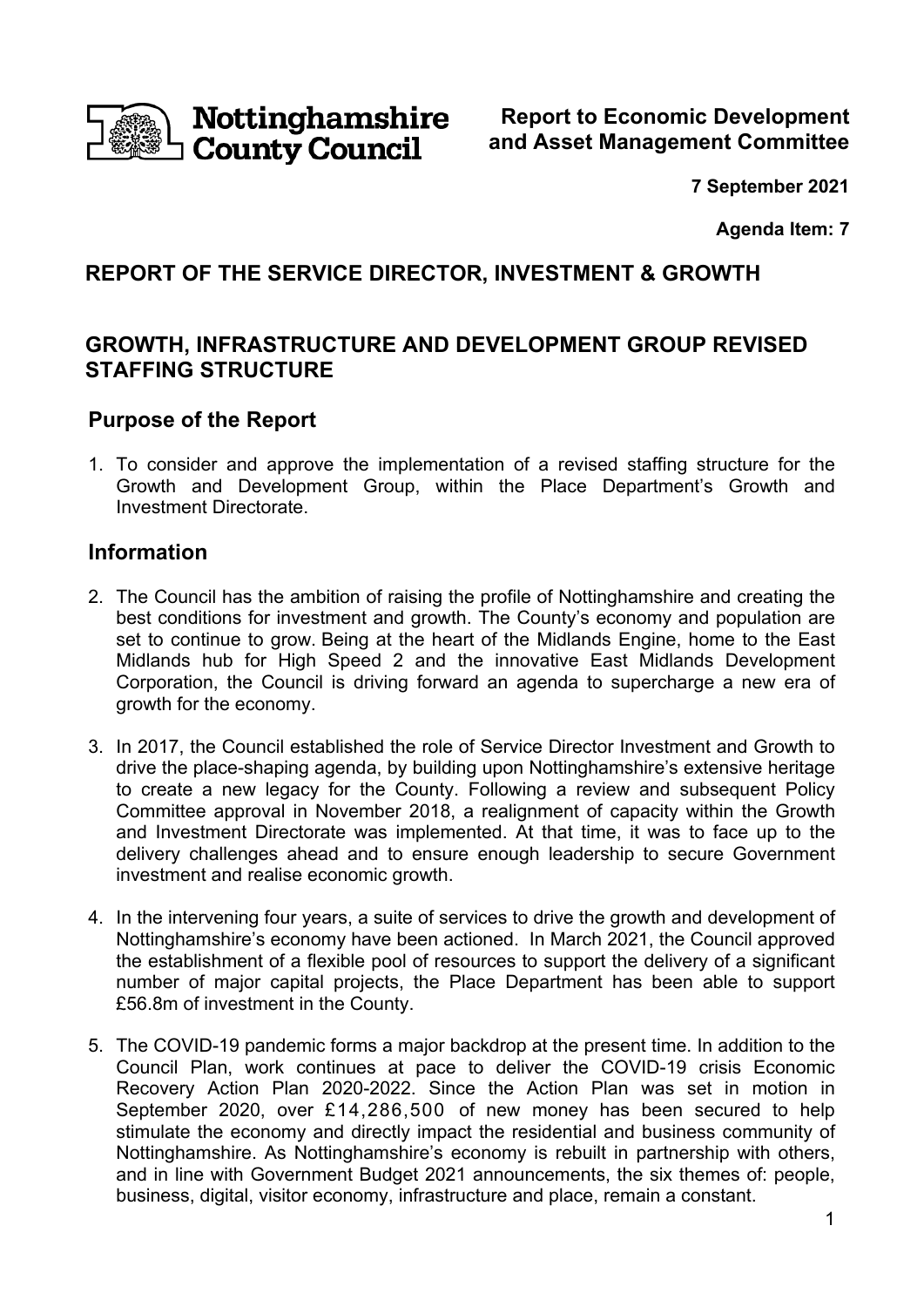**Nottinghamshire County Council**

**Report to Economic Development and Asset Management Committee**

**7 September 2021**

**Agenda Item: 7**

## REPORT OF THE SERVICE DIRECTOR, INVESTMENT & GROWTH

## GROWTH, INFRASTRUCTURE AND DEVELOPMENT GROUP REVISED STAFFING STRUCTURE

### Purpose of the Report

1. To consider and approve the implementation of a revised staffing structure for the Growth and Development Group, within the Place Department's Growth and Investment Directorate.

### Information

2. The Council has the ambition of raising the profile of Nottinghamshire and creating the best conditions for investment and growth. The County's economy and population are set to continue to grow. Being at the heart of the Midlands Engine, home to the East Midlands hub for High Speed 2 and the innovative East Midlands Development Corporation, the Council is driving forward an agenda to supercharge a new era of growth for the economy.

3. In 2017, the Council established the role of Service Director Investment and Growth to drive the place-shaping agenda, by building upon Nottinghamshire's extensive heritage to create a new legacy for the County. Following a review and subsequent Policy Committee approval in November 2018, a realignment of capacity within the Growth and Investment Directorate was implemented. At that time, it was to face up to the delivery challenges ahead and to ensure enough leadership to secure Government investment and realise economic growth.

4. In the intervening four years, a suite of services to drive the growth and development of Nottinghamshire's economy have been actioned. In March 2021, the Council approved the establishment of a flexible pool of resources to support the delivery of a significant number of major capital projects, the Place Department has been able to support £56.8m of investment in the County.

5. The COVID-19 pandemic forms a major backdrop at the present time. In addition to the Council Plan, work continues at pace to deliver the COVID-19 crisis Economic Recovery Action Plan 2020-2022. Since the Action Plan was set in motion in September 2020, over £14,286,500 of new money has been secured to help stimulate the economy and directly impact the residential and business community of Nottinghamshire. As Nottinghamshire's economy is rebuilt in partnership with others, and in line with Government Budget 2021 announcements, the six themes of: people, business, digital, visitor economy, infrastructure and place, remain a constant.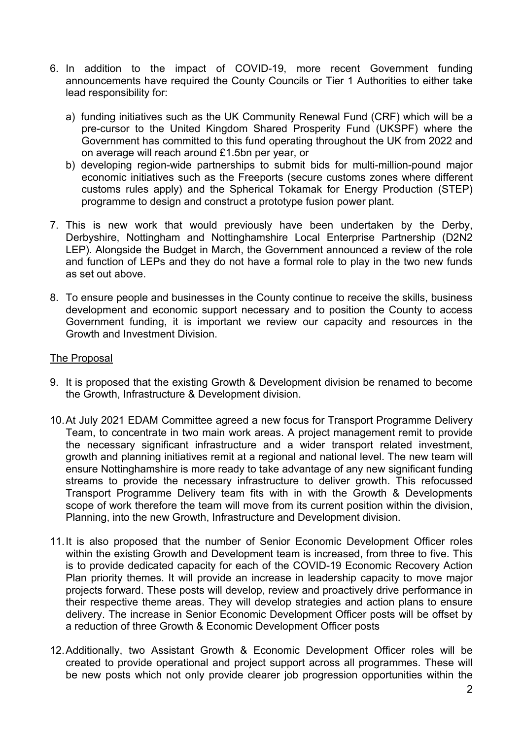6. In addition to the impact of COVID-19, more recent Government funding announcements have required the County Councils or Tier 1 Authorities to either take lead responsibility for:

   a) funding initiatives such as the UK Community Renewal Fund (CRF) which will be a pre-cursor to the United Kingdom Shared Prosperity Fund (UKSPF) where the Government has committed to this fund operating throughout the UK from 2022 and on average will reach around £1.5bn per year, or
   b) developing region-wide partnerships to submit bids for multi-million-pound major economic initiatives such as the Freeports (secure customs zones where different customs rules apply) and the Spherical Tokamak for Energy Production (STEP) programme to design and construct a prototype fusion power plant.

7. This is new work that would previously have been undertaken by the Derby, Derbyshire, Nottingham and Nottinghamshire Local Enterprise Partnership (D2N2 LEP). Alongside the Budget in March, the Government announced a review of the role and function of LEPs and they do not have a formal role to play in the two new funds as set out above.

8. To ensure people and businesses in the County continue to receive the skills, business development and economic support necessary and to position the County to access Government funding, it is important we review our capacity and resources in the Growth and Investment Division.

## The Proposal

9. It is proposed that the existing Growth & Development division be renamed to become the Growth, Infrastructure & Development division.

10. At July 2021 EDAM Committee agreed a new focus for Transport Programme Delivery Team, to concentrate in two main work areas. A project management remit to provide the necessary significant infrastructure and a wider transport related investment, growth and planning initiatives remit at a regional and national level. The new team will ensure Nottinghamshire is more ready to take advantage of any new significant funding streams to provide the necessary infrastructure to deliver growth. This refocussed Transport Programme Delivery team fits with in with the Growth & Developments scope of work therefore the team will move from its current position within the division, Planning, into the new Growth, Infrastructure and Development division.

11. It is also proposed that the number of Senior Economic Development Officer roles within the existing Growth and Development team is increased, from three to five. This is to provide dedicated capacity for each of the COVID-19 Economic Recovery Action Plan priority themes. It will provide an increase in leadership capacity to move major projects forward. These posts will develop, review and proactively drive performance in their respective theme areas. They will develop strategies and action plans to ensure delivery. The increase in Senior Economic Development Officer posts will be offset by a reduction of three Growth & Economic Development Officer posts

12. Additionally, two Assistant Growth & Economic Development Officer roles will be created to provide operational and project support across all programmes. These will be new posts which not only provide clearer job progression opportunities within the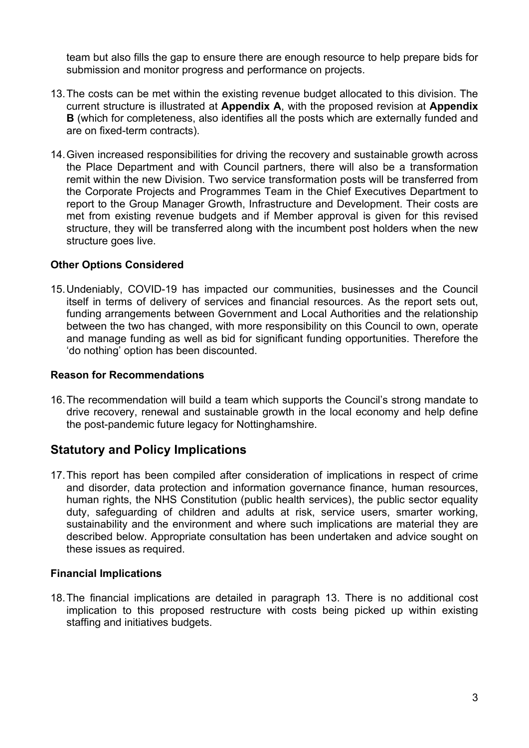team but also fills the gap to ensure there are enough resource to help prepare bids for submission and monitor progress and performance on projects.

13. The costs can be met within the existing revenue budget allocated to this division. The current structure is illustrated at **Appendix A**, with the proposed revision at **Appendix B** (which for completeness, also identifies all the posts which are externally funded and are on fixed-term contracts).

14. Given increased responsibilities for driving the recovery and sustainable growth across the Place Department and with Council partners, there will also be a transformation remit within the new Division. Two service transformation posts will be transferred from the Corporate Projects and Programmes Team in the Chief Executives Department to report to the Group Manager Growth, Infrastructure and Development. Their costs are met from existing revenue budgets and if Member approval is given for this revised structure, they will be transferred along with the incumbent post holders when the new structure goes live.

### Other Options Considered

15. Undeniably, COVID-19 has impacted our communities, businesses and the Council itself in terms of delivery of services and financial resources. As the report sets out, funding arrangements between Government and Local Authorities and the relationship between the two has changed, with more responsibility on this Council to own, operate and manage funding as well as bid for significant funding opportunities. Therefore the 'do nothing' option has been discounted.

### Reason for Recommendations

16. The recommendation will build a team which supports the Council's strong mandate to drive recovery, renewal and sustainable growth in the local economy and help define the post-pandemic future legacy for Nottinghamshire.

## Statutory and Policy Implications

17. This report has been compiled after consideration of implications in respect of crime and disorder, data protection and information governance finance, human resources, human rights, the NHS Constitution (public health services), the public sector equality duty, safeguarding of children and adults at risk, service users, smarter working, sustainability and the environment and where such implications are material they are described below. Appropriate consultation has been undertaken and advice sought on these issues as required.

### Financial Implications

18. The financial implications are detailed in paragraph 13. There is no additional cost implication to this proposed restructure with costs being picked up within existing staffing and initiatives budgets.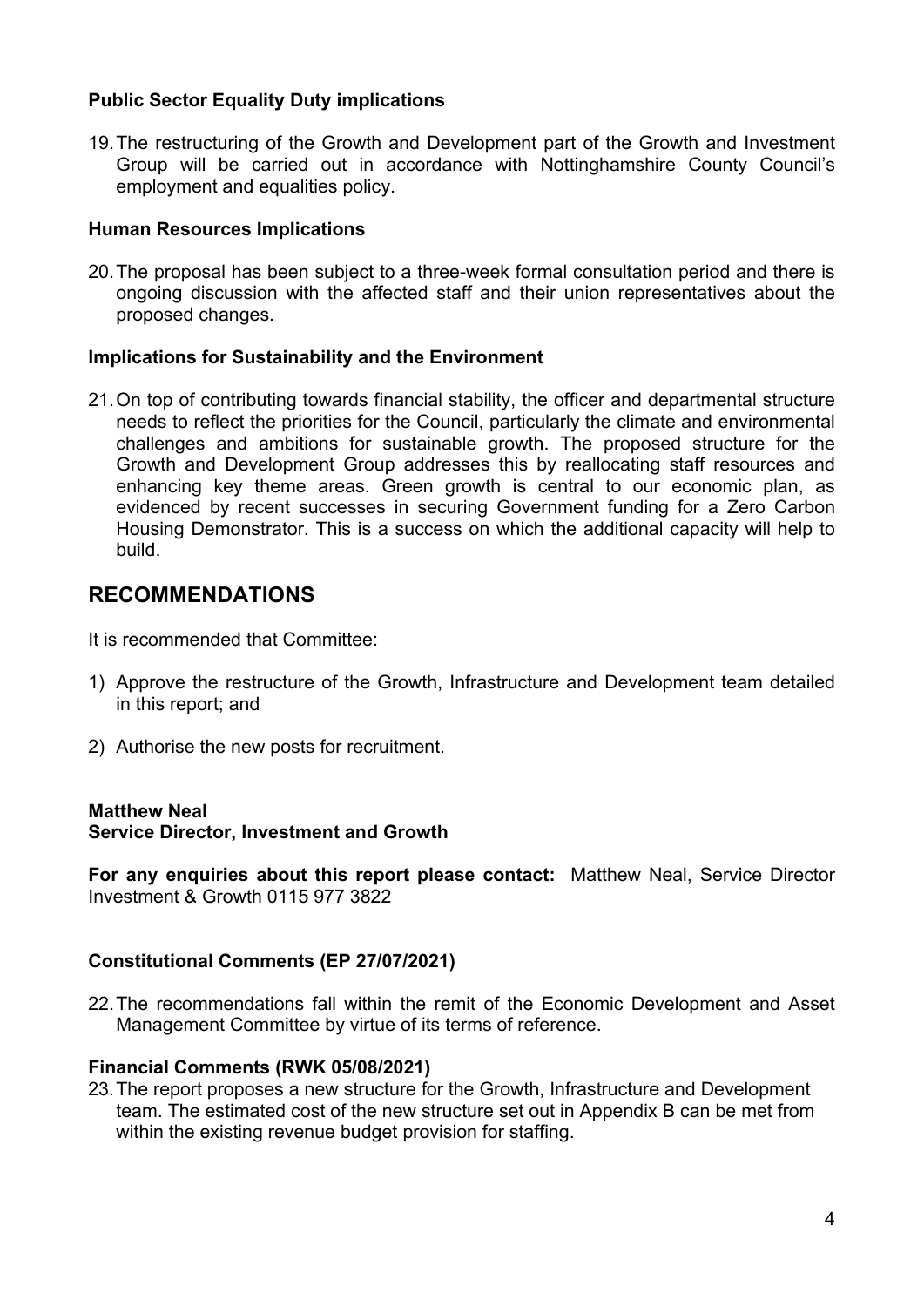**Public Sector Equality Duty implications**

19. The restructuring of the Growth and Development part of the Growth and Investment Group will be carried out in accordance with Nottinghamshire County Council's employment and equalities policy.

**Human Resources Implications**

20. The proposal has been subject to a three-week formal consultation period and there is ongoing discussion with the affected staff and their union representatives about the proposed changes.

**Implications for Sustainability and the Environment**

21. On top of contributing towards financial stability, the officer and departmental structure needs to reflect the priorities for the Council, particularly the climate and environmental challenges and ambitions for sustainable growth. The proposed structure for the Growth and Development Group addresses this by reallocating staff resources and enhancing key theme areas. Green growth is central to our economic plan, as evidenced by recent successes in securing Government funding for a Zero Carbon Housing Demonstrator. This is a success on which the additional capacity will help to build.

## RECOMMENDATIONS

It is recommended that Committee:

1) Approve the restructure of the Growth, Infrastructure and Development team detailed in this report; and

2) Authorise the new posts for recruitment.

**Matthew Neal**
**Service Director, Investment and Growth**

**For any enquiries about this report please contact:** Matthew Neal, Service Director Investment & Growth 0115 977 3822

**Constitutional Comments (EP 27/07/2021)**

22. The recommendations fall within the remit of the Economic Development and Asset Management Committee by virtue of its terms of reference.

**Financial Comments (RWK 05/08/2021)**

23. The report proposes a new structure for the Growth, Infrastructure and Development team. The estimated cost of the new structure set out in Appendix B can be met from within the existing revenue budget provision for staffing.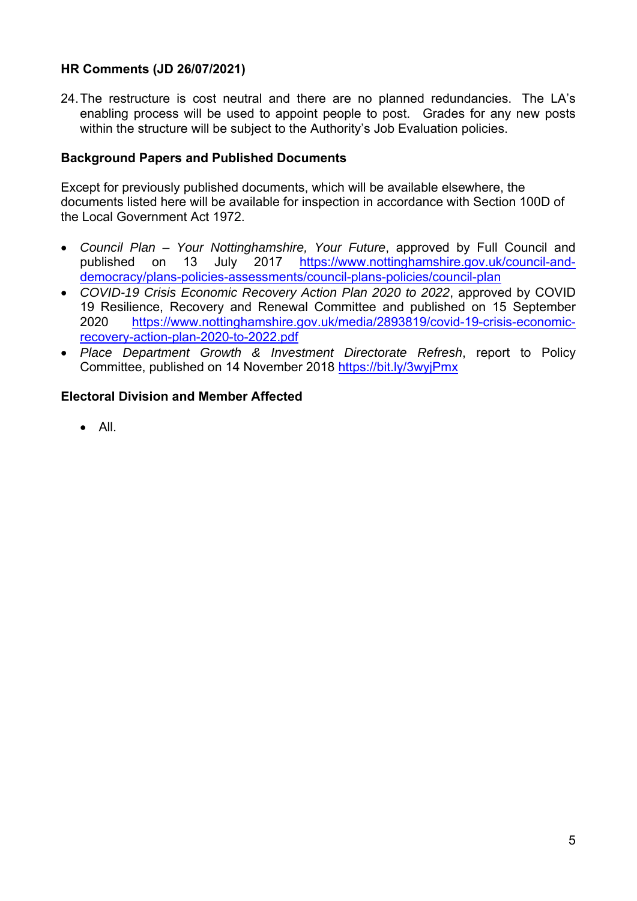**HR Comments (JD 26/07/2021)**

24. The restructure is cost neutral and there are no planned redundancies. The LA's enabling process will be used to appoint people to post. Grades for any new posts within the structure will be subject to the Authority's Job Evaluation policies.

**Background Papers and Published Documents**

Except for previously published documents, which will be available elsewhere, the documents listed here will be available for inspection in accordance with Section 100D of the Local Government Act 1972.

- *Council Plan – Your Nottinghamshire, Your Future*, approved by Full Council and published on 13 July 2017 https://www.nottinghamshire.gov.uk/council-and-democracy/plans-policies-assessments/council-plans-policies/council-plan
- *COVID-19 Crisis Economic Recovery Action Plan 2020 to 2022*, approved by COVID 19 Resilience, Recovery and Renewal Committee and published on 15 September 2020 https://www.nottinghamshire.gov.uk/media/2893819/covid-19-crisis-economic-recovery-action-plan-2020-to-2022.pdf
- *Place Department Growth & Investment Directorate Refresh*, report to Policy Committee, published on 14 November 2018 https://bit.ly/3wyjPmx

**Electoral Division and Member Affected**

- All.